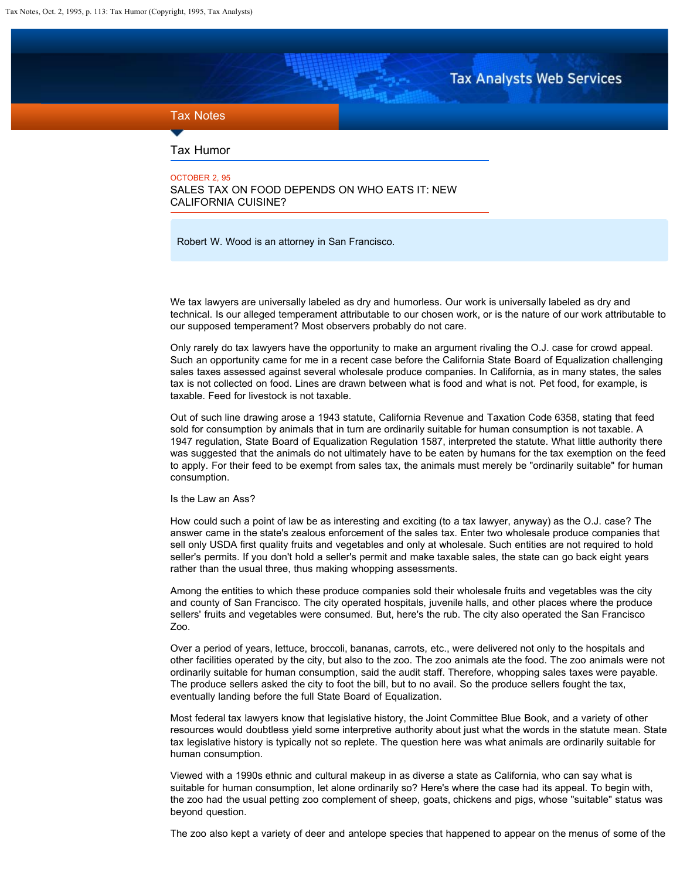Tax Notes

## Tax Humor

OCTOBER 2, 95

# SALES TAX ON FOOD DEPENDS ON WHO EATS IT: NEW CALIFORNIA CUISINE?

Robert W. Wood is an attorney in San Francisco.

We tax lawyers are universally labeled as dry and humorless. Our work is universally labeled as dry and technical. Is our alleged temperament attributable to our chosen work, or is the nature of our work attributable to our supposed temperament? Most observers probably do not care.

Only rarely do tax lawyers have the opportunity to make an argument rivaling the O.J. case for crowd appeal. Such an opportunity came for me in a recent case before the California State Board of Equalization challenging sales taxes assessed against several wholesale produce companies. In California, as in many states, the sales tax is not collected on food. Lines are drawn between what is food and what is not. Pet food, for example, is taxable. Feed for livestock is not taxable.

Out of such line drawing arose a 1943 statute, California Revenue and Taxation Code 6358, stating that feed sold for consumption by animals that in turn are ordinarily suitable for human consumption is not taxable. A 1947 regulation, State Board of Equalization Regulation 1587, interpreted the statute. What little authority there was suggested that the animals do not ultimately have to be eaten by humans for the tax exemption on the feed to apply. For their feed to be exempt from sales tax, the animals must merely be "ordinarily suitable" for human consumption.

Is the Law an Ass?

How could such a point of law be as interesting and exciting (to a tax lawyer, anyway) as the O.J. case? The answer came in the state's zealous enforcement of the sales tax. Enter two wholesale produce companies that sell only USDA first quality fruits and vegetables and only at wholesale. Such entities are not required to hold seller's permits. If you don't hold a seller's permit and make taxable sales, the state can go back eight years rather than the usual three, thus making whopping assessments.

Among the entities to which these produce companies sold their wholesale fruits and vegetables was the city and county of San Francisco. The city operated hospitals, juvenile halls, and other places where the produce sellers' fruits and vegetables were consumed. But, here's the rub. The city also operated the San Francisco Zoo.

Over a period of years, lettuce, broccoli, bananas, carrots, etc., were delivered not only to the hospitals and other facilities operated by the city, but also to the zoo. The zoo animals ate the food. The zoo animals were not ordinarily suitable for human consumption, said the audit staff. Therefore, whopping sales taxes were payable. The produce sellers asked the city to foot the bill, but to no avail. So the produce sellers fought the tax, eventually landing before the full State Board of Equalization.

Most federal tax lawyers know that legislative history, the Joint Committee Blue Book, and a variety of other resources would doubtless yield some interpretive authority about just what the words in the statute mean. State tax legislative history is typically not so replete. The question here was what animals are ordinarily suitable for human consumption.

Viewed with a 1990s ethnic and cultural makeup in as diverse a state as California, who can say what is suitable for human consumption, let alone ordinarily so? Here's where the case had its appeal. To begin with, the zoo had the usual petting zoo complement of sheep, goats, chickens and pigs, whose "suitable" status was beyond question.

The zoo also kept a variety of deer and antelope species that happened to appear on the menus of some of the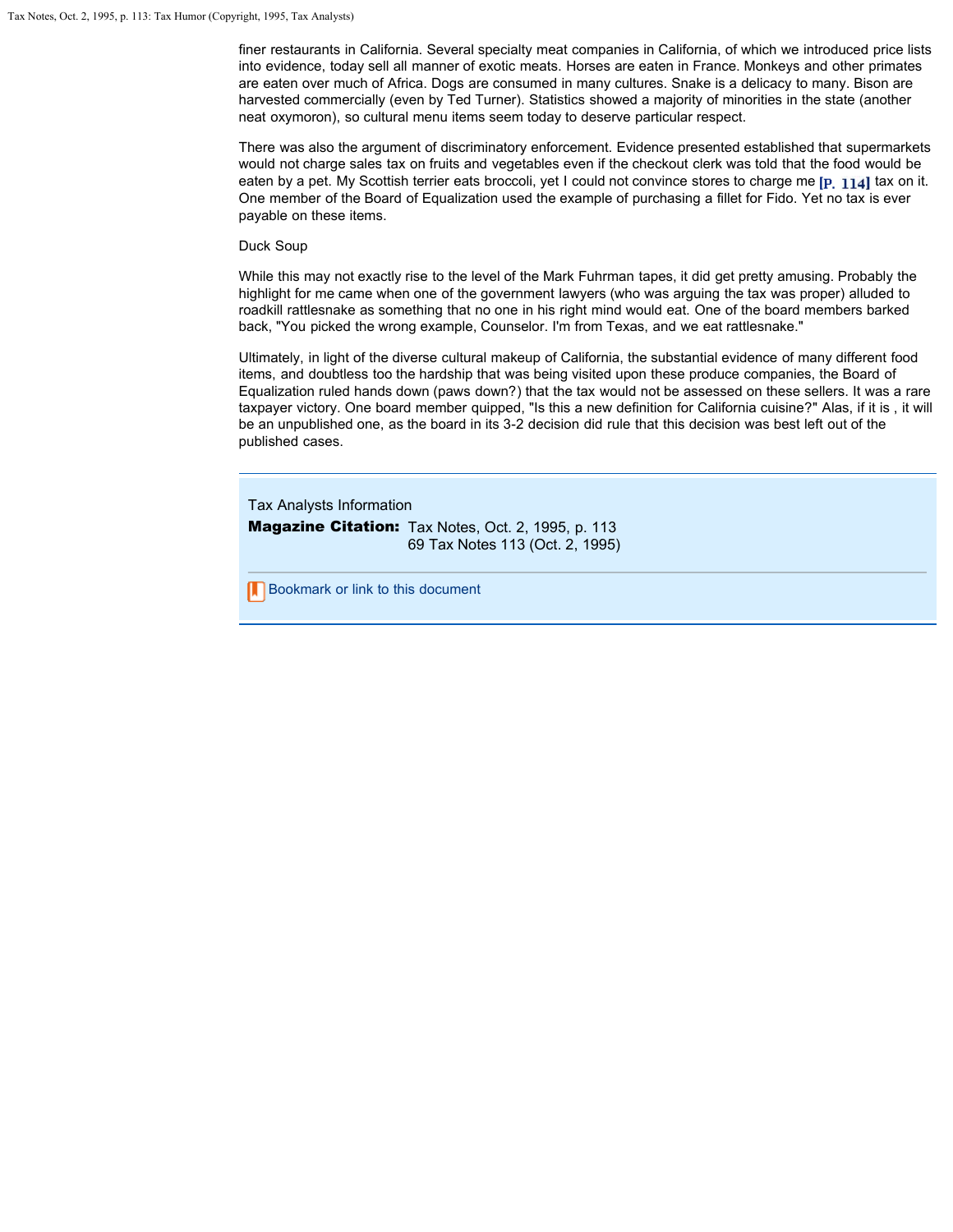finer restaurants in California. Several specialty meat companies in California, of which we introduced price lists into evidence, today sell all manner of exotic meats. Horses are eaten in France. Monkeys and other primates are eaten over much of Africa. Dogs are consumed in many cultures. Snake is a delicacy to many. Bison are harvested commercially (even by Ted Turner). Statistics showed a majority of minorities in the state (another neat oxymoron), so cultural menu items seem today to deserve particular respect.

There was also the argument of discriminatory enforcement. Evidence presented established that supermarkets would not charge sales tax on fruits and vegetables even if the checkout clerk was told that the food would be eaten by a pet. My Scottish terrier eats broccoli, yet I could not convince stores to charge me [P. 114] tax on it. One member of the Board of Equalization used the example of purchasing a fillet for Fido. Yet no tax is ever payable on these items.

### Duck Soup

While this may not exactly rise to the level of the Mark Fuhrman tapes, it did get pretty amusing. Probably the highlight for me came when one of the government lawyers (who was arguing the tax was proper) alluded to roadkill rattlesnake as something that no one in his right mind would eat. One of the board members barked back, "You picked the wrong example, Counselor. I'm from Texas, and we eat rattlesnake."

Ultimately, in light of the diverse cultural makeup of California, the substantial evidence of many different food items, and doubtless too the hardship that was being visited upon these produce companies, the Board of Equalization ruled hands down (paws down?) that the tax would not be assessed on these sellers. It was a rare taxpayer victory. One board member quipped, "Is this a new definition for California cuisine?" Alas, if it is , it will be an unpublished one, as the board in its 3-2 decision did rule that this decision was best left out of the published cases.

---

Tax Analysts Information

**Magazine Citation:** Tax Notes, Oct. 2, 1995, p. 113
69 Tax Notes 113 (Oct. 2, 1995)

Bookmark or link to this document